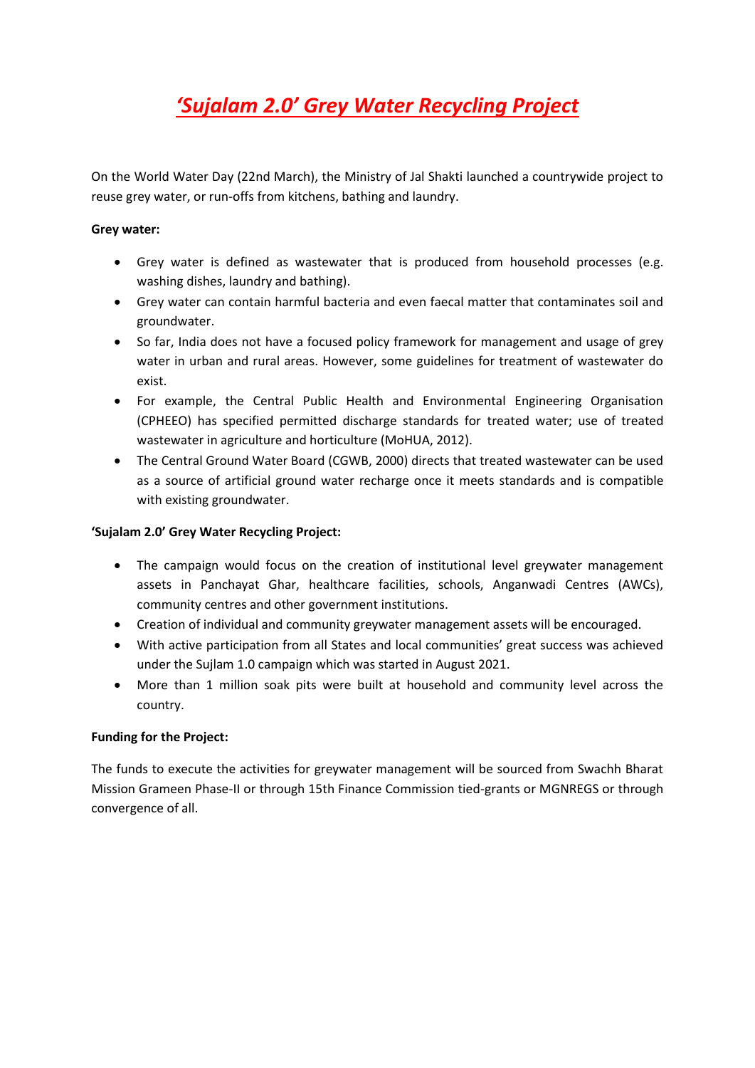# *'Sujalam 2.0' Grey Water Recycling Project*

On the World Water Day (22nd March), the Ministry of Jal Shakti launched a countrywide project to reuse grey water, or run-offs from kitchens, bathing and laundry.

**Grey water:**

- Grey water is defined as wastewater that is produced from household processes (e.g. washing dishes, laundry and bathing).
- Grey water can contain harmful bacteria and even faecal matter that contaminates soil and groundwater.
- So far, India does not have a focused policy framework for management and usage of grey water in urban and rural areas. However, some guidelines for treatment of wastewater do exist.
- For example, the Central Public Health and Environmental Engineering Organisation (CPHEEO) has specified permitted discharge standards for treated water; use of treated wastewater in agriculture and horticulture (MoHUA, 2012).
- The Central Ground Water Board (CGWB, 2000) directs that treated wastewater can be used as a source of artificial ground water recharge once it meets standards and is compatible with existing groundwater.

**'Sujalam 2.0' Grey Water Recycling Project:**

- The campaign would focus on the creation of institutional level greywater management assets in Panchayat Ghar, healthcare facilities, schools, Anganwadi Centres (AWCs), community centres and other government institutions.
- Creation of individual and community greywater management assets will be encouraged.
- With active participation from all States and local communities' great success was achieved under the Sujlam 1.0 campaign which was started in August 2021.
- More than 1 million soak pits were built at household and community level across the country.

**Funding for the Project:**

The funds to execute the activities for greywater management will be sourced from Swachh Bharat Mission Grameen Phase-II or through 15th Finance Commission tied-grants or MGNREGS or through convergence of all.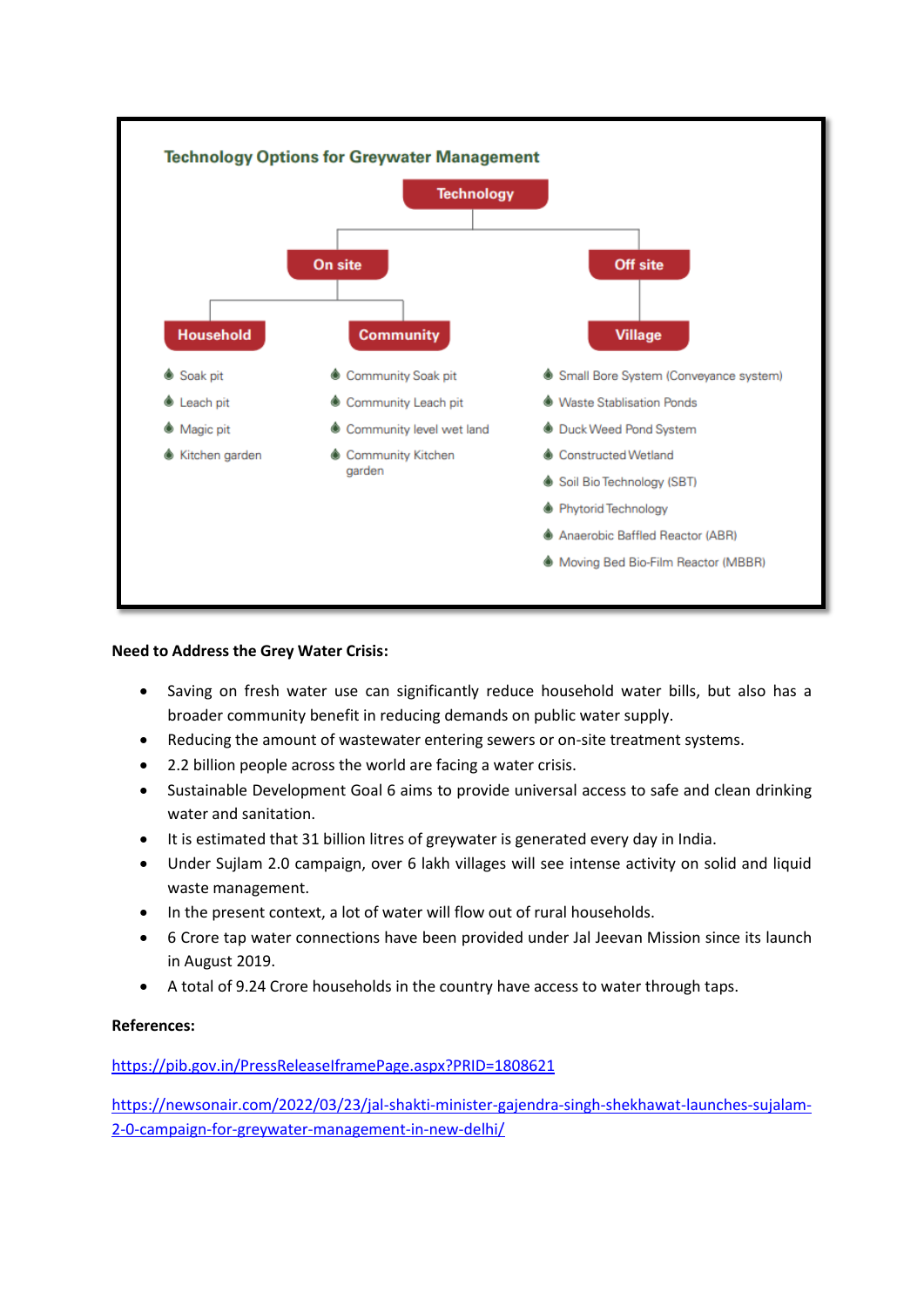**Technology Options for Greywater Management**

Technology

On site

Off site

Household

- Soak pit
- Leach pit
- Magic pit
- Kitchen garden

Community

- Community Soak pit
- Community Leach pit
- Community level wet land
- Community Kitchen garden

Village

- Small Bore System (Conveyance system)
- Waste Stablisation Ponds
- Duck Weed Pond System
- Constructed Wetland
- Soil Bio Technology (SBT)
- Phytorid Technology
- Anaerobic Baffled Reactor (ABR)
- Moving Bed Bio-Film Reactor (MBBR)

**Need to Address the Grey Water Crisis:**

- Saving on fresh water use can significantly reduce household water bills, but also has a broader community benefit in reducing demands on public water supply.
- Reducing the amount of wastewater entering sewers or on-site treatment systems.
- 2.2 billion people across the world are facing a water crisis.
- Sustainable Development Goal 6 aims to provide universal access to safe and clean drinking water and sanitation.
- It is estimated that 31 billion litres of greywater is generated every day in India.
- Under Sujlam 2.0 campaign, over 6 lakh villages will see intense activity on solid and liquid waste management.
- In the present context, a lot of water will flow out of rural households.
- 6 Crore tap water connections have been provided under Jal Jeevan Mission since its launch in August 2019.
- A total of 9.24 Crore households in the country have access to water through taps.

**References:**

https://pib.gov.in/PressReleaseIframePage.aspx?PRID=1808621

https://newsonair.com/2022/03/23/jal-shakti-minister-gajendra-singh-shekhawat-launches-sujalam-2-0-campaign-for-greywater-management-in-new-delhi/